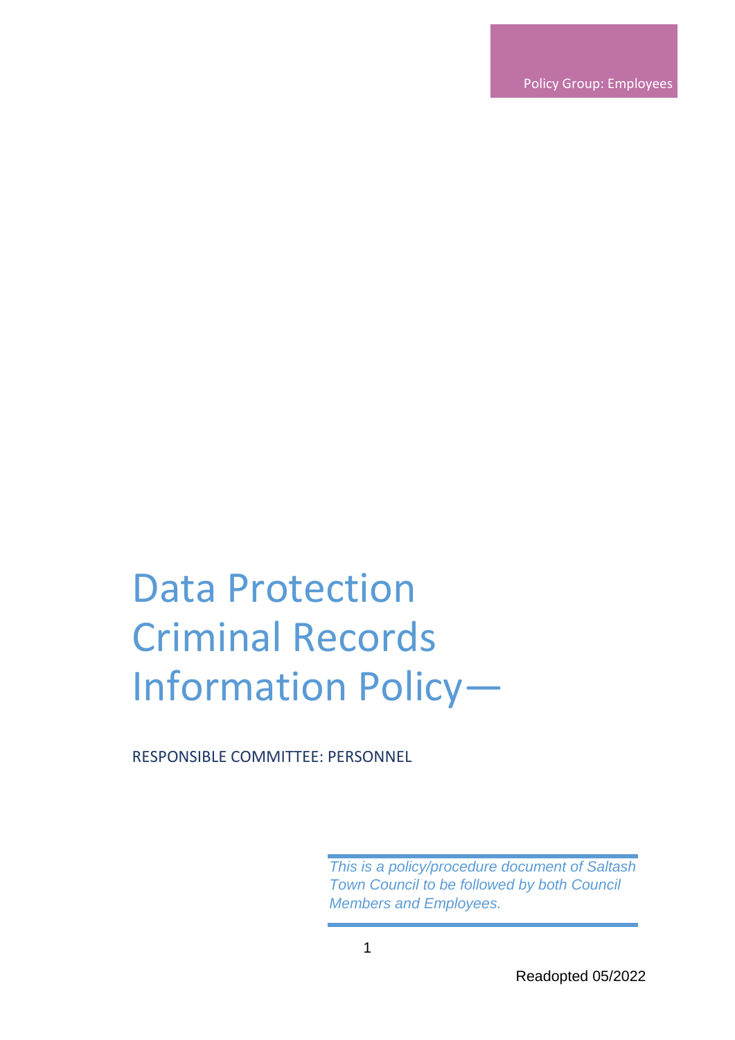Policy Group: Employees

# Data Protection Criminal Records Information Policy—

RESPONSIBLE COMMITTEE: PERSONNEL

*This is a policy/procedure document of Saltash Town Council to be followed by both Council Members and Employees.*

Readopted 05/2022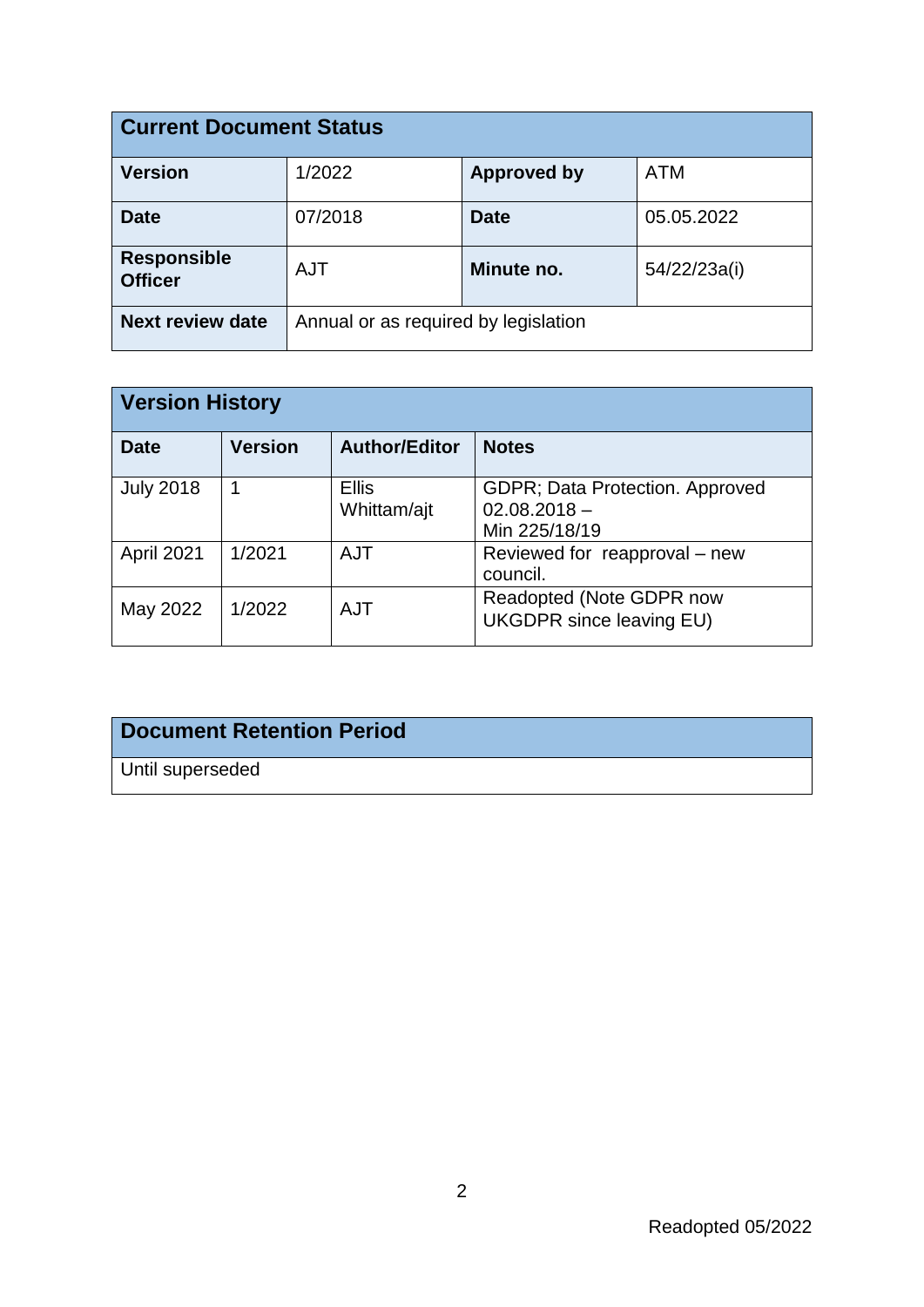| Current Document Status | | | |
|---|---|---|---|
| **Version** | 1/2022 | **Approved by** | ATM |
| **Date** | 07/2018 | **Date** | 05.05.2022 |
| **Responsible Officer** | AJT | **Minute no.** | 54/22/23a(i) |
| **Next review date** | Annual or as required by legislation | | |

| Version History | | | |
|---|---|---|---|
| **Date** | **Version** | **Author/Editor** | **Notes** |
| July 2018 | 1 | Ellis Whittam/ajt | GDPR; Data Protection. Approved 02.08.2018 – Min 225/18/19 |
| April 2021 | 1/2021 | AJT | Reviewed for reapproval – new council. |
| May 2022 | 1/2022 | AJT | Readopted (Note GDPR now UKGDPR since leaving EU) |

| Document Retention Period |
|---|
| Until superseded |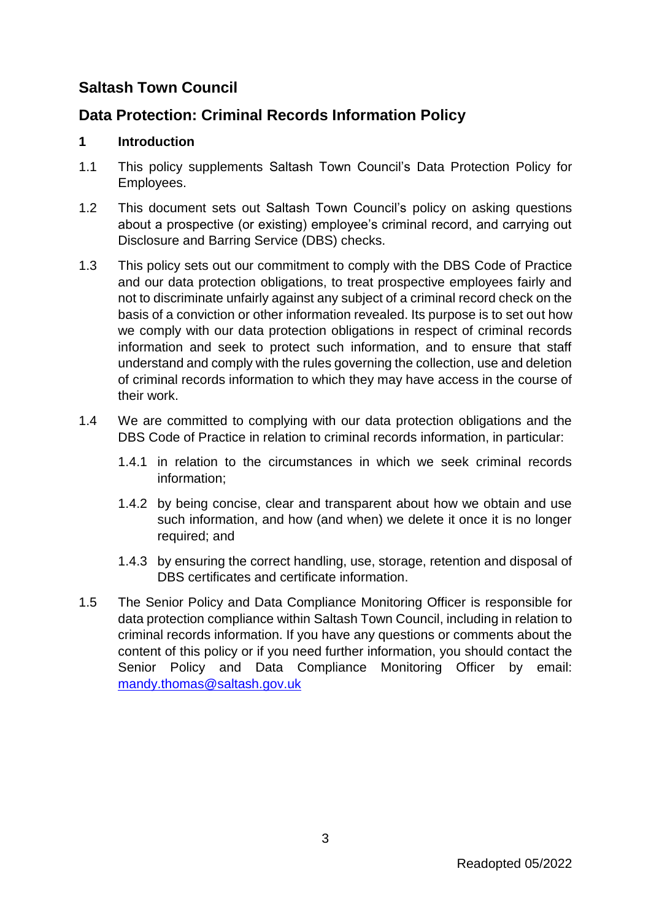# Saltash Town Council

## Data Protection: Criminal Records Information Policy

### 1 Introduction

1.1 This policy supplements Saltash Town Council's Data Protection Policy for Employees.

1.2 This document sets out Saltash Town Council's policy on asking questions about a prospective (or existing) employee's criminal record, and carrying out Disclosure and Barring Service (DBS) checks.

1.3 This policy sets out our commitment to comply with the DBS Code of Practice and our data protection obligations, to treat prospective employees fairly and not to discriminate unfairly against any subject of a criminal record check on the basis of a conviction or other information revealed. Its purpose is to set out how we comply with our data protection obligations in respect of criminal records information and seek to protect such information, and to ensure that staff understand and comply with the rules governing the collection, use and deletion of criminal records information to which they may have access in the course of their work.

1.4 We are committed to complying with our data protection obligations and the DBS Code of Practice in relation to criminal records information, in particular:

1.4.1 in relation to the circumstances in which we seek criminal records information;

1.4.2 by being concise, clear and transparent about how we obtain and use such information, and how (and when) we delete it once it is no longer required; and

1.4.3 by ensuring the correct handling, use, storage, retention and disposal of DBS certificates and certificate information.

1.5 The Senior Policy and Data Compliance Monitoring Officer is responsible for data protection compliance within Saltash Town Council, including in relation to criminal records information. If you have any questions or comments about the content of this policy or if you need further information, you should contact the Senior Policy and Data Compliance Monitoring Officer by email: mandy.thomas@saltash.gov.uk

Readopted 05/2022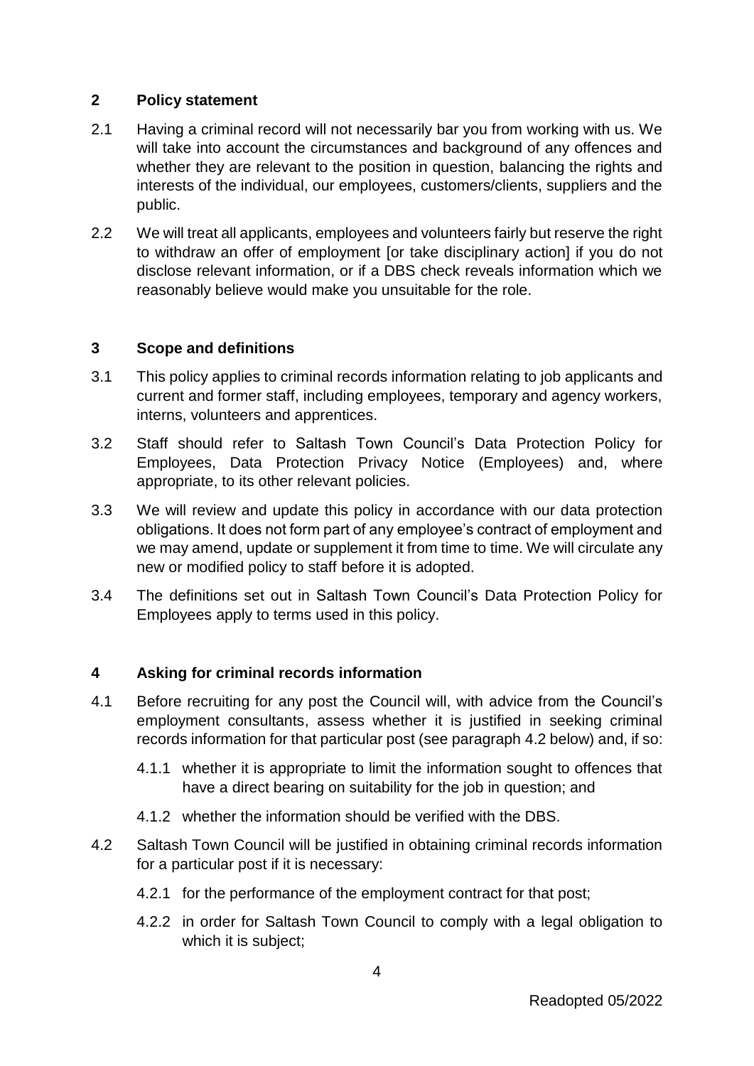## 2 Policy statement

2.1 Having a criminal record will not necessarily bar you from working with us. We will take into account the circumstances and background of any offences and whether they are relevant to the position in question, balancing the rights and interests of the individual, our employees, customers/clients, suppliers and the public.

2.2 We will treat all applicants, employees and volunteers fairly but reserve the right to withdraw an offer of employment [or take disciplinary action] if you do not disclose relevant information, or if a DBS check reveals information which we reasonably believe would make you unsuitable for the role.

## 3 Scope and definitions

3.1 This policy applies to criminal records information relating to job applicants and current and former staff, including employees, temporary and agency workers, interns, volunteers and apprentices.

3.2 Staff should refer to Saltash Town Council's Data Protection Policy for Employees, Data Protection Privacy Notice (Employees) and, where appropriate, to its other relevant policies.

3.3 We will review and update this policy in accordance with our data protection obligations. It does not form part of any employee's contract of employment and we may amend, update or supplement it from time to time. We will circulate any new or modified policy to staff before it is adopted.

3.4 The definitions set out in Saltash Town Council's Data Protection Policy for Employees apply to terms used in this policy.

## 4 Asking for criminal records information

4.1 Before recruiting for any post the Council will, with advice from the Council's employment consultants, assess whether it is justified in seeking criminal records information for that particular post (see paragraph 4.2 below) and, if so:

4.1.1 whether it is appropriate to limit the information sought to offences that have a direct bearing on suitability for the job in question; and

4.1.2 whether the information should be verified with the DBS.

4.2 Saltash Town Council will be justified in obtaining criminal records information for a particular post if it is necessary:

4.2.1 for the performance of the employment contract for that post;

4.2.2 in order for Saltash Town Council to comply with a legal obligation to which it is subject;

Readopted 05/2022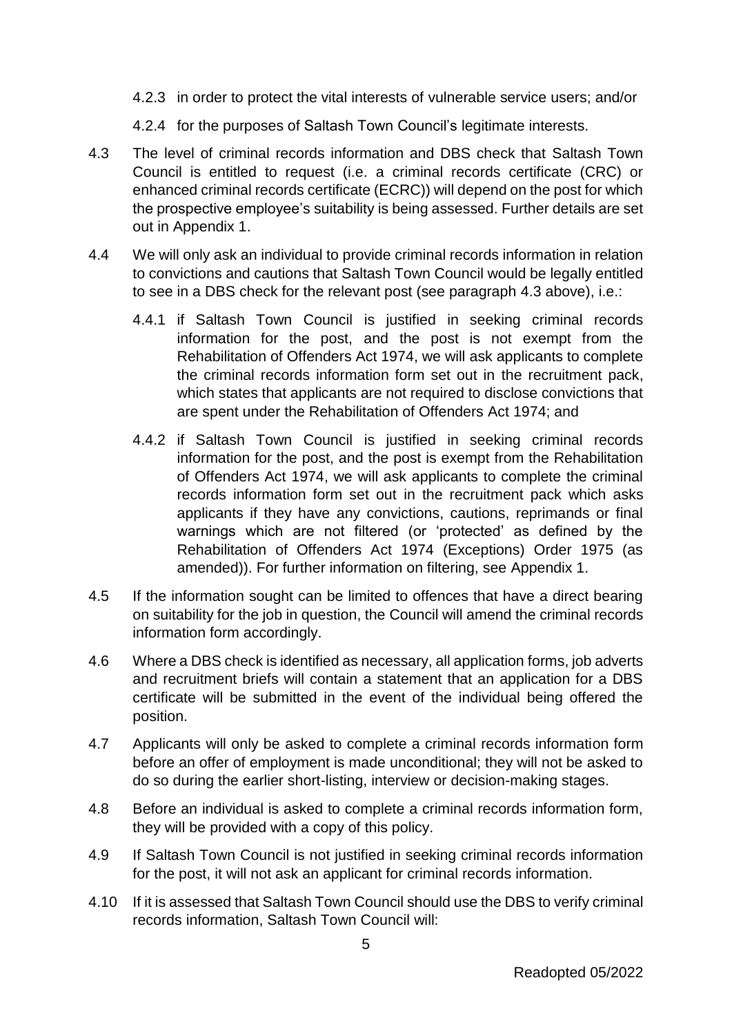4.2.3 in order to protect the vital interests of vulnerable service users; and/or

4.2.4 for the purposes of Saltash Town Council's legitimate interests.

4.3 The level of criminal records information and DBS check that Saltash Town Council is entitled to request (i.e. a criminal records certificate (CRC) or enhanced criminal records certificate (ECRC)) will depend on the post for which the prospective employee's suitability is being assessed. Further details are set out in Appendix 1.

4.4 We will only ask an individual to provide criminal records information in relation to convictions and cautions that Saltash Town Council would be legally entitled to see in a DBS check for the relevant post (see paragraph 4.3 above), i.e.:

4.4.1 if Saltash Town Council is justified in seeking criminal records information for the post, and the post is not exempt from the Rehabilitation of Offenders Act 1974, we will ask applicants to complete the criminal records information form set out in the recruitment pack, which states that applicants are not required to disclose convictions that are spent under the Rehabilitation of Offenders Act 1974; and

4.4.2 if Saltash Town Council is justified in seeking criminal records information for the post, and the post is exempt from the Rehabilitation of Offenders Act 1974, we will ask applicants to complete the criminal records information form set out in the recruitment pack which asks applicants if they have any convictions, cautions, reprimands or final warnings which are not filtered (or 'protected' as defined by the Rehabilitation of Offenders Act 1974 (Exceptions) Order 1975 (as amended)). For further information on filtering, see Appendix 1.

4.5 If the information sought can be limited to offences that have a direct bearing on suitability for the job in question, the Council will amend the criminal records information form accordingly.

4.6 Where a DBS check is identified as necessary, all application forms, job adverts and recruitment briefs will contain a statement that an application for a DBS certificate will be submitted in the event of the individual being offered the position.

4.7 Applicants will only be asked to complete a criminal records information form before an offer of employment is made unconditional; they will not be asked to do so during the earlier short-listing, interview or decision-making stages.

4.8 Before an individual is asked to complete a criminal records information form, they will be provided with a copy of this policy.

4.9 If Saltash Town Council is not justified in seeking criminal records information for the post, it will not ask an applicant for criminal records information.

4.10 If it is assessed that Saltash Town Council should use the DBS to verify criminal records information, Saltash Town Council will: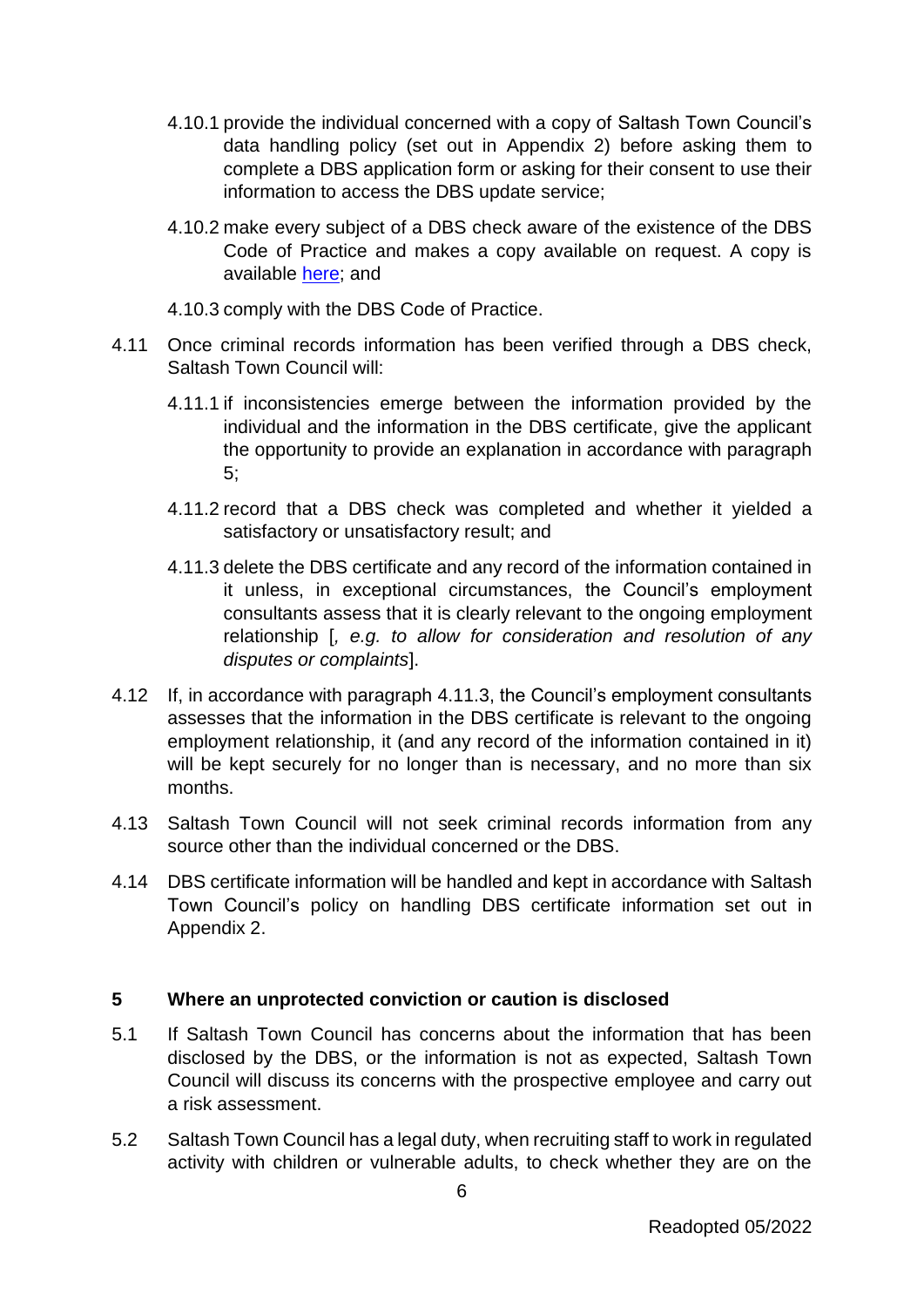4.10.1 provide the individual concerned with a copy of Saltash Town Council's data handling policy (set out in Appendix 2) before asking them to complete a DBS application form or asking for their consent to use their information to access the DBS update service;

4.10.2 make every subject of a DBS check aware of the existence of the DBS Code of Practice and makes a copy available on request. A copy is available here; and

4.10.3 comply with the DBS Code of Practice.

4.11 Once criminal records information has been verified through a DBS check, Saltash Town Council will:

4.11.1 if inconsistencies emerge between the information provided by the individual and the information in the DBS certificate, give the applicant the opportunity to provide an explanation in accordance with paragraph 5;

4.11.2 record that a DBS check was completed and whether it yielded a satisfactory or unsatisfactory result; and

4.11.3 delete the DBS certificate and any record of the information contained in it unless, in exceptional circumstances, the Council's employment consultants assess that it is clearly relevant to the ongoing employment relationship [*, e.g. to allow for consideration and resolution of any disputes or complaints*].

4.12 If, in accordance with paragraph 4.11.3, the Council's employment consultants assesses that the information in the DBS certificate is relevant to the ongoing employment relationship, it (and any record of the information contained in it) will be kept securely for no longer than is necessary, and no more than six months.

4.13 Saltash Town Council will not seek criminal records information from any source other than the individual concerned or the DBS.

4.14 DBS certificate information will be handled and kept in accordance with Saltash Town Council's policy on handling DBS certificate information set out in Appendix 2.

## 5 Where an unprotected conviction or caution is disclosed

5.1 If Saltash Town Council has concerns about the information that has been disclosed by the DBS, or the information is not as expected, Saltash Town Council will discuss its concerns with the prospective employee and carry out a risk assessment.

5.2 Saltash Town Council has a legal duty, when recruiting staff to work in regulated activity with children or vulnerable adults, to check whether they are on the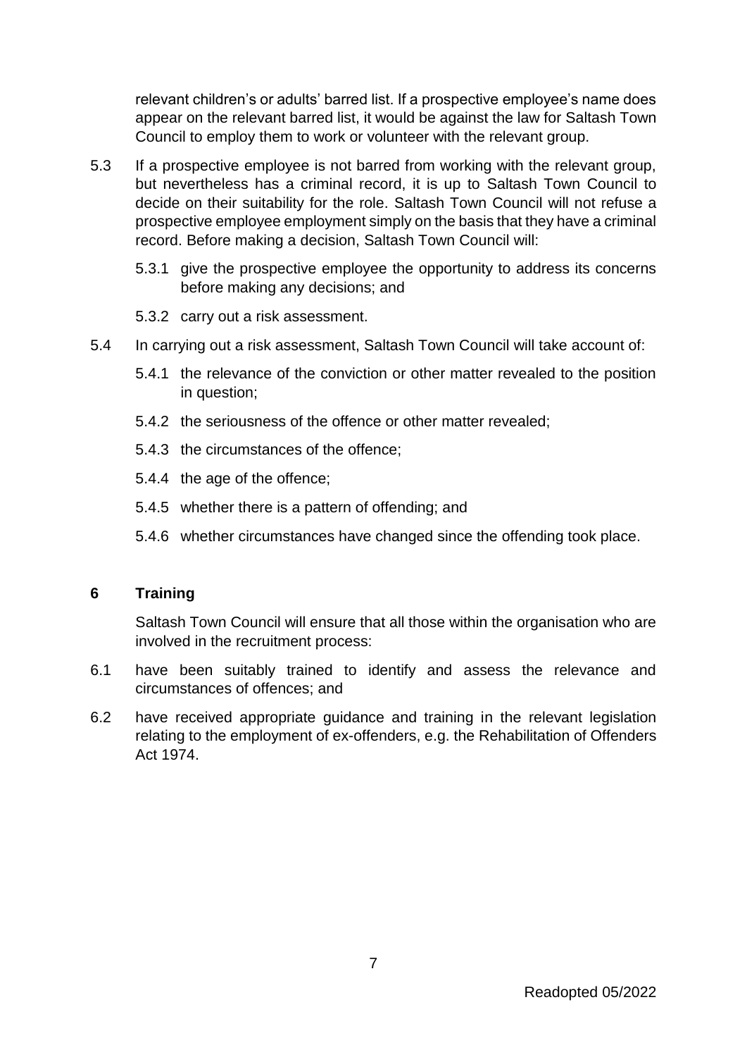relevant children's or adults' barred list. If a prospective employee's name does appear on the relevant barred list, it would be against the law for Saltash Town Council to employ them to work or volunteer with the relevant group.

5.3 If a prospective employee is not barred from working with the relevant group, but nevertheless has a criminal record, it is up to Saltash Town Council to decide on their suitability for the role. Saltash Town Council will not refuse a prospective employee employment simply on the basis that they have a criminal record. Before making a decision, Saltash Town Council will:

5.3.1 give the prospective employee the opportunity to address its concerns before making any decisions; and

5.3.2 carry out a risk assessment.

5.4 In carrying out a risk assessment, Saltash Town Council will take account of:

5.4.1 the relevance of the conviction or other matter revealed to the position in question;

5.4.2 the seriousness of the offence or other matter revealed;

5.4.3 the circumstances of the offence;

5.4.4 the age of the offence;

5.4.5 whether there is a pattern of offending; and

5.4.6 whether circumstances have changed since the offending took place.

## 6 Training

Saltash Town Council will ensure that all those within the organisation who are involved in the recruitment process:

6.1 have been suitably trained to identify and assess the relevance and circumstances of offences; and

6.2 have received appropriate guidance and training in the relevant legislation relating to the employment of ex-offenders, e.g. the Rehabilitation of Offenders Act 1974.

Readopted 05/2022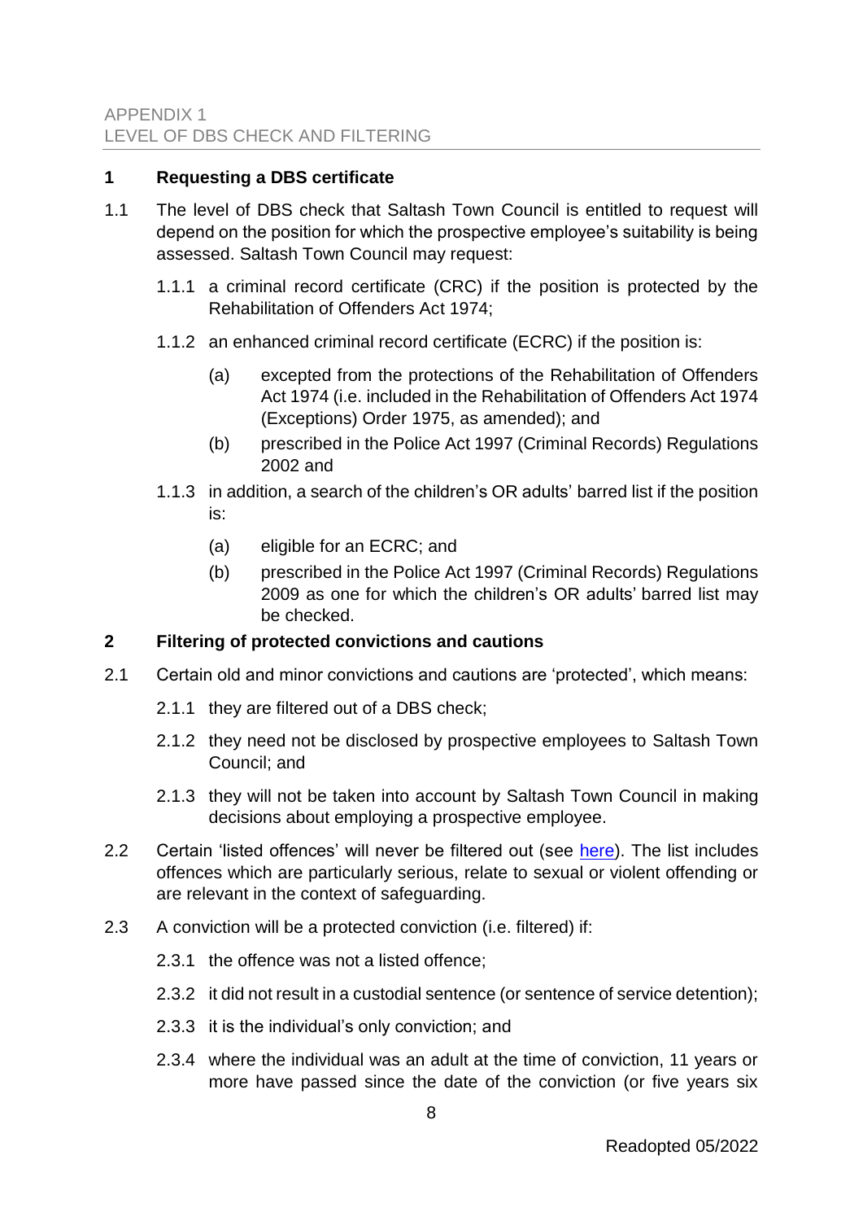APPENDIX 1
LEVEL OF DBS CHECK AND FILTERING

## 1 Requesting a DBS certificate

1.1 The level of DBS check that Saltash Town Council is entitled to request will depend on the position for which the prospective employee's suitability is being assessed. Saltash Town Council may request:

1.1.1 a criminal record certificate (CRC) if the position is protected by the Rehabilitation of Offenders Act 1974;

1.1.2 an enhanced criminal record certificate (ECRC) if the position is:

(a) excepted from the protections of the Rehabilitation of Offenders Act 1974 (i.e. included in the Rehabilitation of Offenders Act 1974 (Exceptions) Order 1975, as amended); and

(b) prescribed in the Police Act 1997 (Criminal Records) Regulations 2002 and

1.1.3 in addition, a search of the children's OR adults' barred list if the position is:

(a) eligible for an ECRC; and

(b) prescribed in the Police Act 1997 (Criminal Records) Regulations 2009 as one for which the children's OR adults' barred list may be checked.

## 2 Filtering of protected convictions and cautions

2.1 Certain old and minor convictions and cautions are 'protected', which means:

2.1.1 they are filtered out of a DBS check;

2.1.2 they need not be disclosed by prospective employees to Saltash Town Council; and

2.1.3 they will not be taken into account by Saltash Town Council in making decisions about employing a prospective employee.

2.2 Certain 'listed offences' will never be filtered out (see here). The list includes offences which are particularly serious, relate to sexual or violent offending or are relevant in the context of safeguarding.

2.3 A conviction will be a protected conviction (i.e. filtered) if:

2.3.1 the offence was not a listed offence;

2.3.2 it did not result in a custodial sentence (or sentence of service detention);

2.3.3 it is the individual's only conviction; and

2.3.4 where the individual was an adult at the time of conviction, 11 years or more have passed since the date of the conviction (or five years six

Readopted 05/2022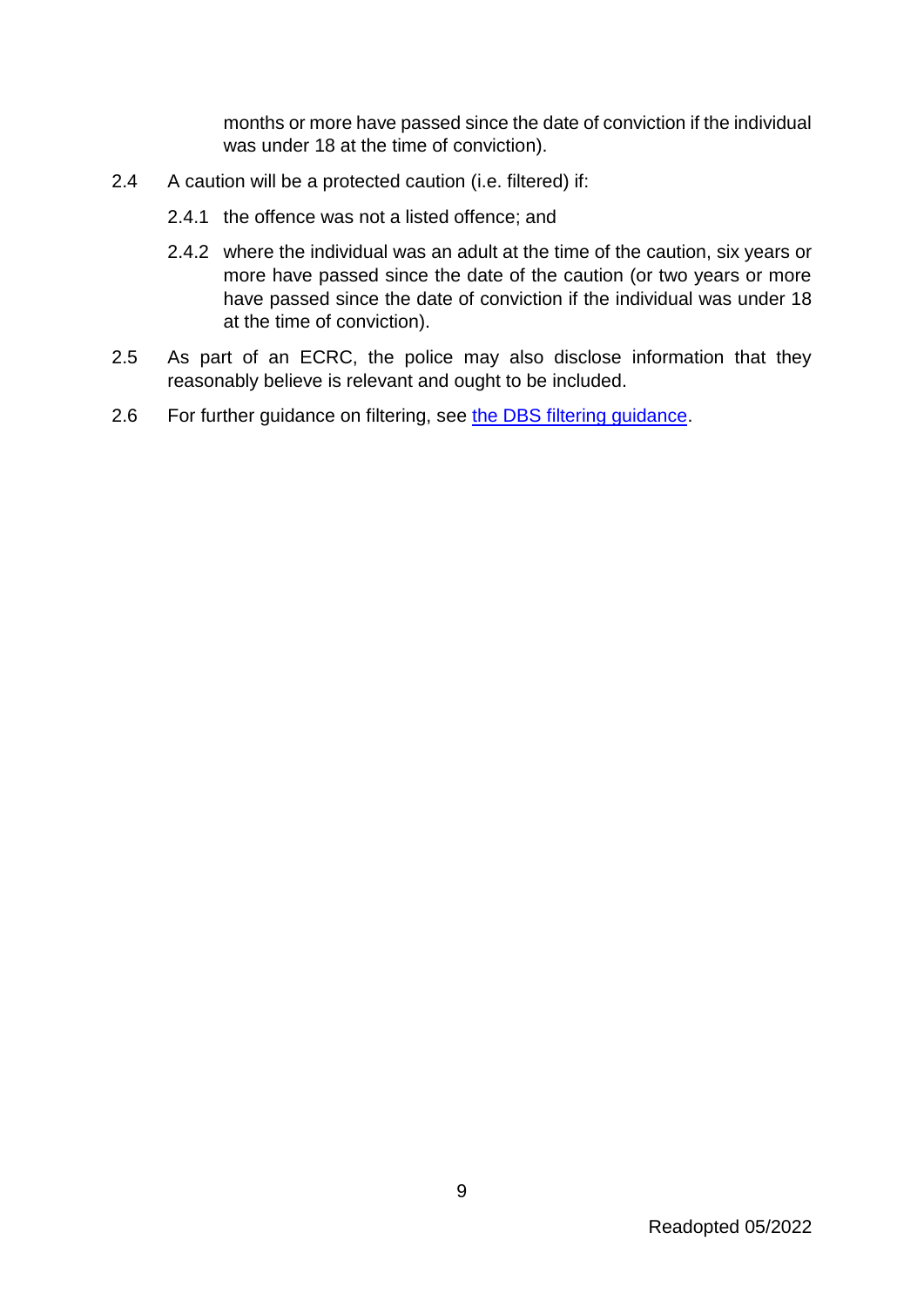months or more have passed since the date of conviction if the individual was under 18 at the time of conviction).

2.4 A caution will be a protected caution (i.e. filtered) if:

2.4.1 the offence was not a listed offence; and

2.4.2 where the individual was an adult at the time of the caution, six years or more have passed since the date of the caution (or two years or more have passed since the date of conviction if the individual was under 18 at the time of conviction).

2.5 As part of an ECRC, the police may also disclose information that they reasonably believe is relevant and ought to be included.

2.6 For further guidance on filtering, see the DBS filtering guidance.

Readopted 05/2022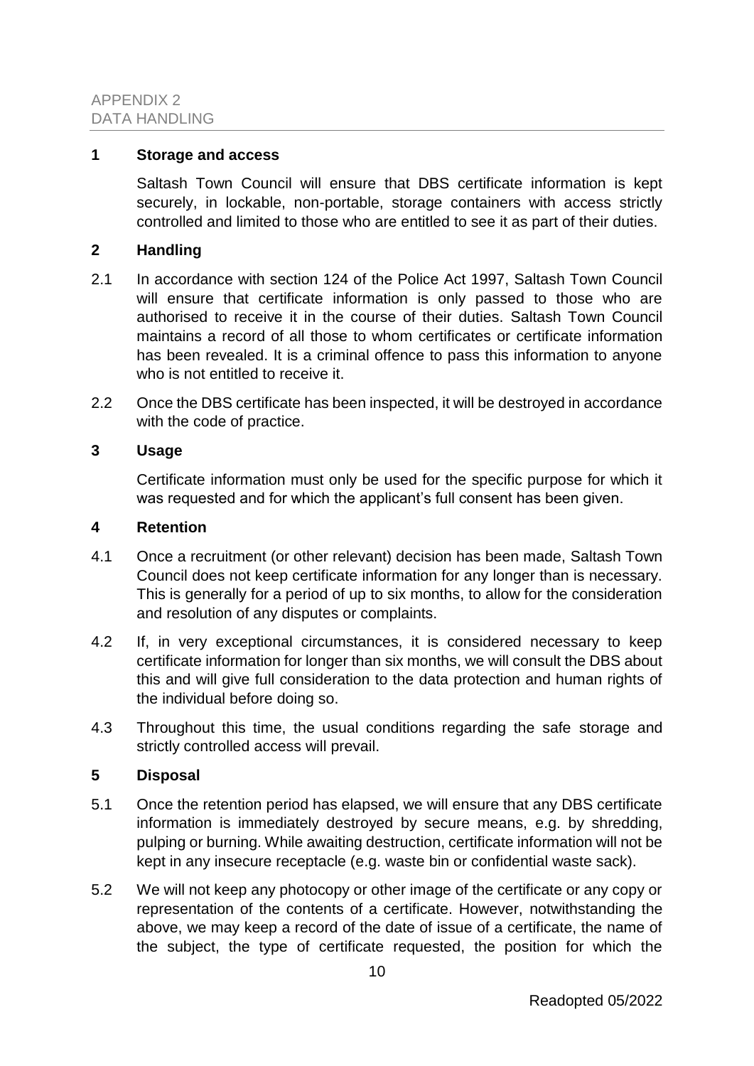APPENDIX 2
DATA HANDLING

**1 Storage and access**

Saltash Town Council will ensure that DBS certificate information is kept securely, in lockable, non-portable, storage containers with access strictly controlled and limited to those who are entitled to see it as part of their duties.

**2 Handling**

2.1 In accordance with section 124 of the Police Act 1997, Saltash Town Council will ensure that certificate information is only passed to those who are authorised to receive it in the course of their duties. Saltash Town Council maintains a record of all those to whom certificates or certificate information has been revealed. It is a criminal offence to pass this information to anyone who is not entitled to receive it.

2.2 Once the DBS certificate has been inspected, it will be destroyed in accordance with the code of practice.

**3 Usage**

Certificate information must only be used for the specific purpose for which it was requested and for which the applicant's full consent has been given.

**4 Retention**

4.1 Once a recruitment (or other relevant) decision has been made, Saltash Town Council does not keep certificate information for any longer than is necessary. This is generally for a period of up to six months, to allow for the consideration and resolution of any disputes or complaints.

4.2 If, in very exceptional circumstances, it is considered necessary to keep certificate information for longer than six months, we will consult the DBS about this and will give full consideration to the data protection and human rights of the individual before doing so.

4.3 Throughout this time, the usual conditions regarding the safe storage and strictly controlled access will prevail.

**5 Disposal**

5.1 Once the retention period has elapsed, we will ensure that any DBS certificate information is immediately destroyed by secure means, e.g. by shredding, pulping or burning. While awaiting destruction, certificate information will not be kept in any insecure receptacle (e.g. waste bin or confidential waste sack).

5.2 We will not keep any photocopy or other image of the certificate or any copy or representation of the contents of a certificate. However, notwithstanding the above, we may keep a record of the date of issue of a certificate, the name of the subject, the type of certificate requested, the position for which the

Readopted 05/2022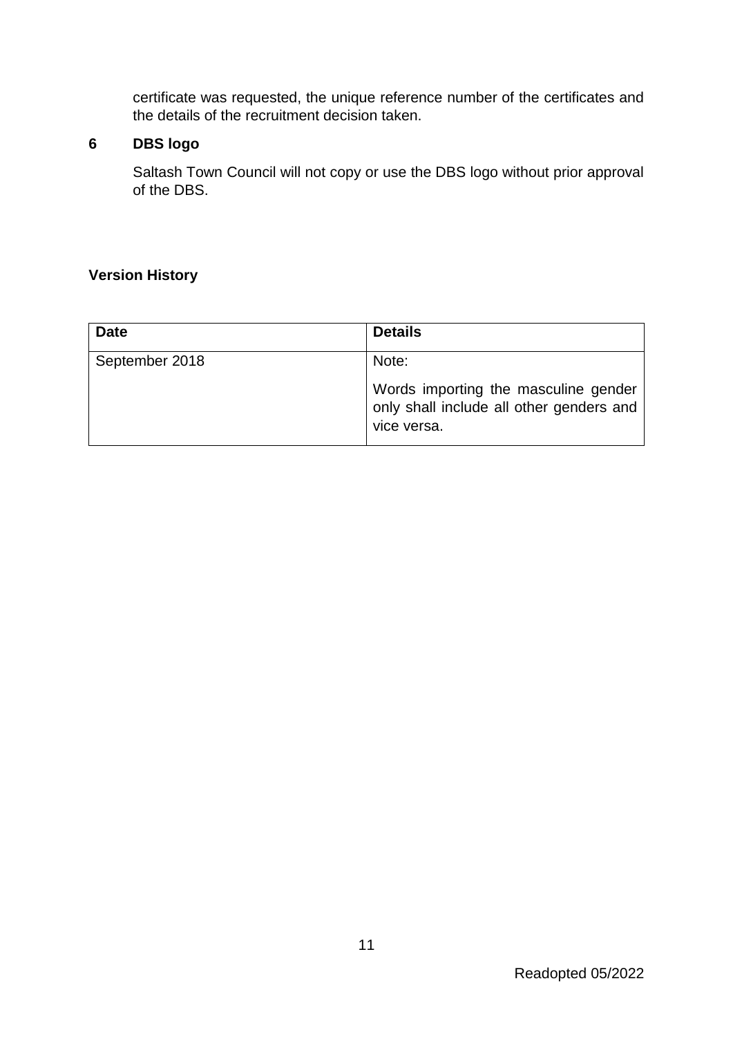certificate was requested, the unique reference number of the certificates and the details of the recruitment decision taken.

## 6 DBS logo

Saltash Town Council will not copy or use the DBS logo without prior approval of the DBS.

**Version History**

| Date | Details |
|---|---|
| September 2018 | Note:<br><br>Words importing the masculine gender only shall include all other genders and vice versa. |

Readopted 05/2022